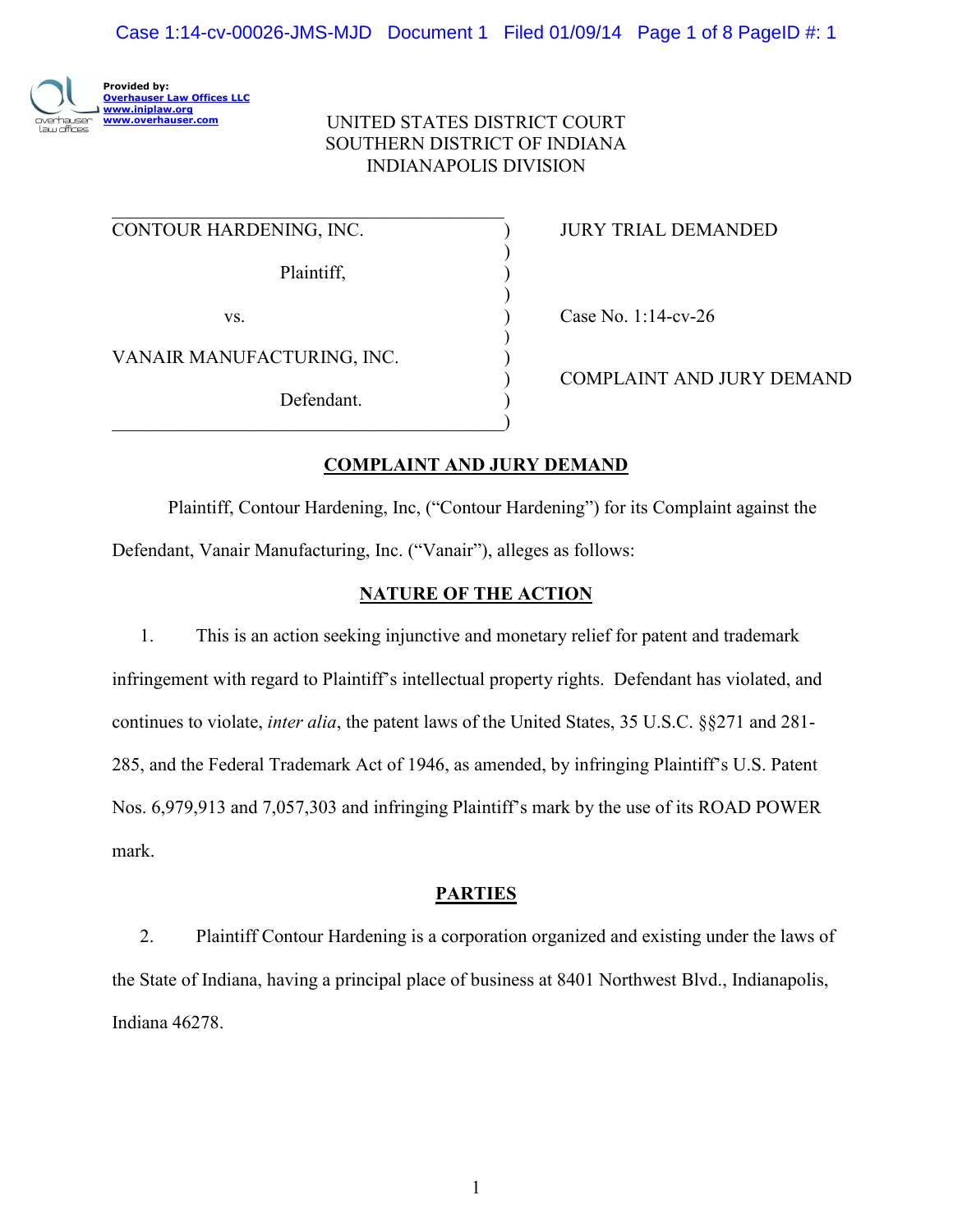UNITED STATES DISTRICT COURT
SOUTHERN DISTRICT OF INDIANA
INDIANAPOLIS DIVISION

| | | |
|---|---|---|
| CONTOUR HARDENING, INC. | ) | JURY TRIAL DEMANDED |
| Plaintiff, | ) | |
| vs. | ) | Case No. 1:14-cv-26 |
| VANAIR MANUFACTURING, INC. | ) | COMPLAINT AND JURY DEMAND |
| Defendant. | ) | |

## COMPLAINT AND JURY DEMAND

Plaintiff, Contour Hardening, Inc, ("Contour Hardening") for its Complaint against the Defendant, Vanair Manufacturing, Inc. ("Vanair"), alleges as follows:

## NATURE OF THE ACTION

1. This is an action seeking injunctive and monetary relief for patent and trademark infringement with regard to Plaintiff's intellectual property rights. Defendant has violated, and continues to violate, *inter alia*, the patent laws of the United States, 35 U.S.C. §§271 and 281-285, and the Federal Trademark Act of 1946, as amended, by infringing Plaintiff's U.S. Patent Nos. 6,979,913 and 7,057,303 and infringing Plaintiff's mark by the use of its ROAD POWER mark.

## PARTIES

2. Plaintiff Contour Hardening is a corporation organized and existing under the laws of the State of Indiana, having a principal place of business at 8401 Northwest Blvd., Indianapolis, Indiana 46278.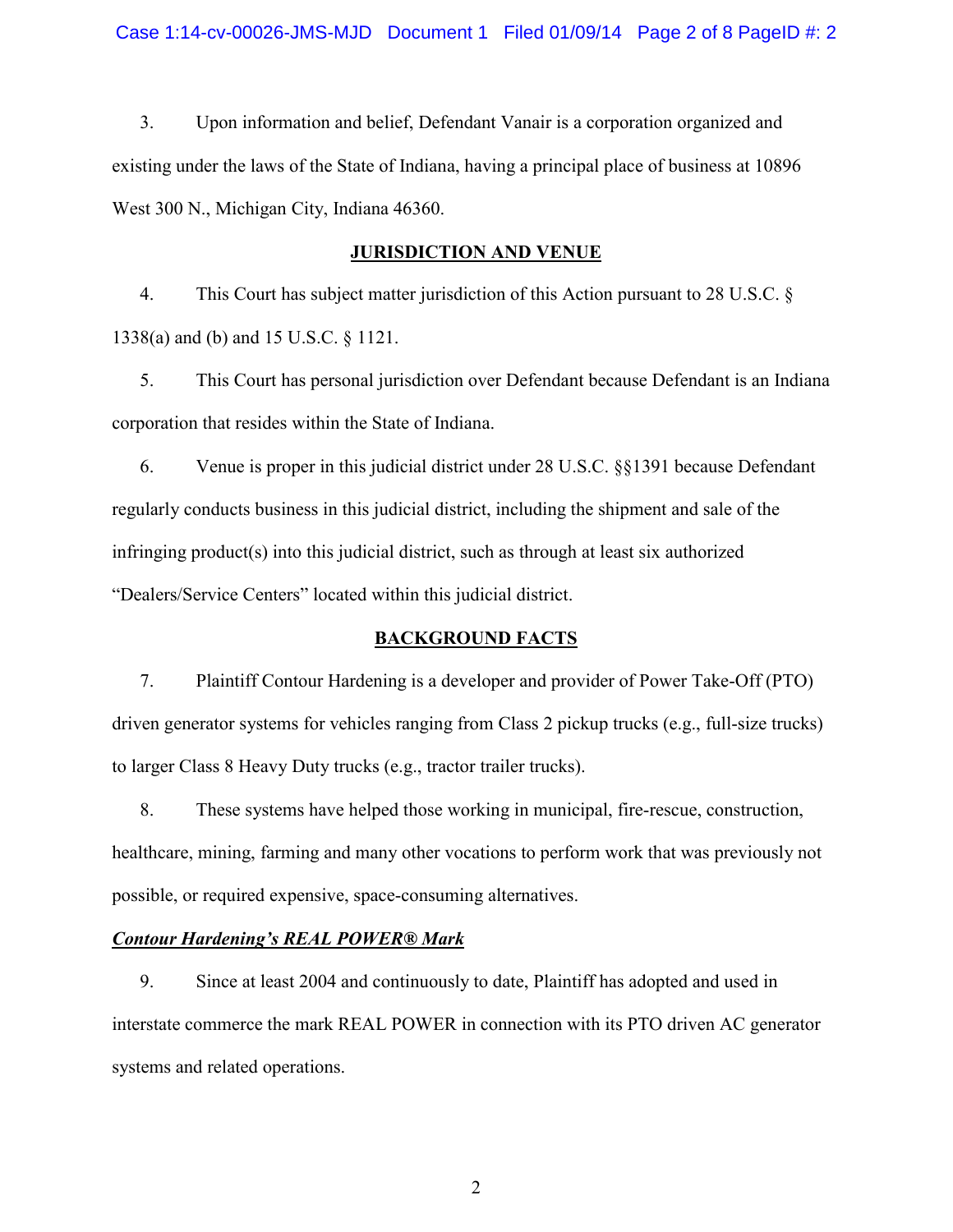3. Upon information and belief, Defendant Vanair is a corporation organized and existing under the laws of the State of Indiana, having a principal place of business at 10896 West 300 N., Michigan City, Indiana 46360.

## JURISDICTION AND VENUE

4. This Court has subject matter jurisdiction of this Action pursuant to 28 U.S.C. § 1338(a) and (b) and 15 U.S.C. § 1121.

5. This Court has personal jurisdiction over Defendant because Defendant is an Indiana corporation that resides within the State of Indiana.

6. Venue is proper in this judicial district under 28 U.S.C. §§1391 because Defendant regularly conducts business in this judicial district, including the shipment and sale of the infringing product(s) into this judicial district, such as through at least six authorized "Dealers/Service Centers" located within this judicial district.

## BACKGROUND FACTS

7. Plaintiff Contour Hardening is a developer and provider of Power Take-Off (PTO) driven generator systems for vehicles ranging from Class 2 pickup trucks (e.g., full-size trucks) to larger Class 8 Heavy Duty trucks (e.g., tractor trailer trucks).

8. These systems have helped those working in municipal, fire-rescue, construction, healthcare, mining, farming and many other vocations to perform work that was previously not possible, or required expensive, space-consuming alternatives.

### ***Contour Hardening's REAL POWER® Mark***

9. Since at least 2004 and continuously to date, Plaintiff has adopted and used in interstate commerce the mark REAL POWER in connection with its PTO driven AC generator systems and related operations.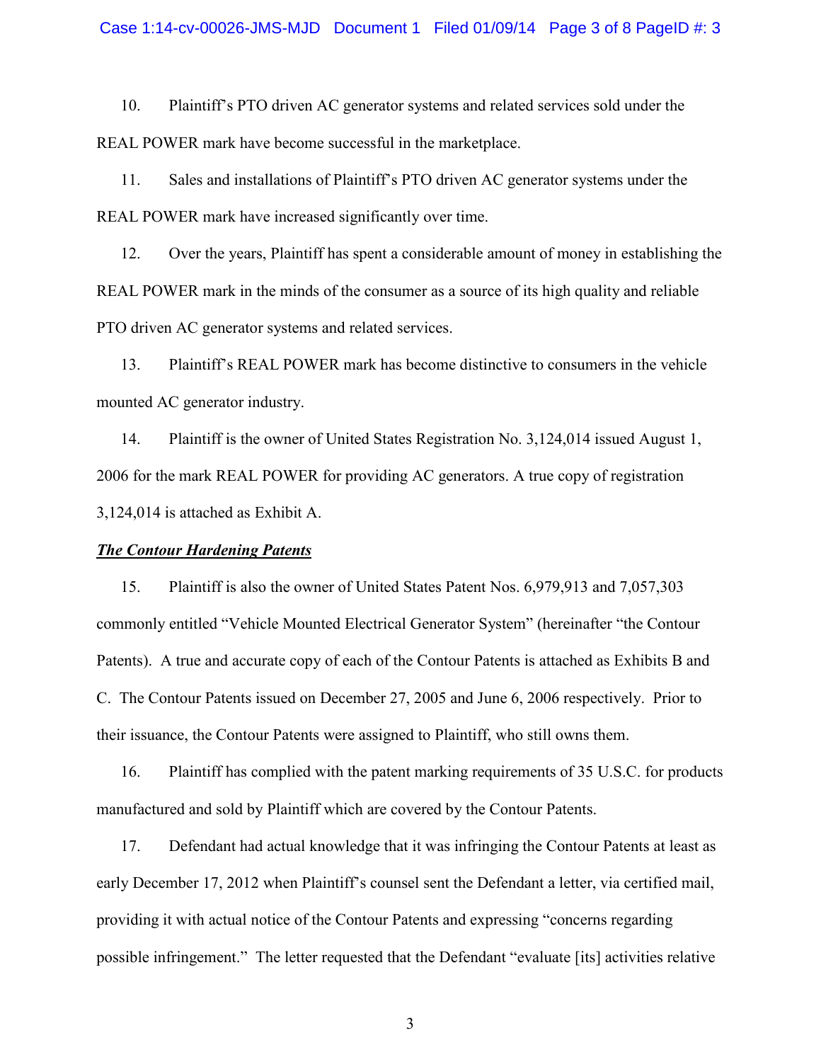10. Plaintiff's PTO driven AC generator systems and related services sold under the REAL POWER mark have become successful in the marketplace.

11. Sales and installations of Plaintiff's PTO driven AC generator systems under the REAL POWER mark have increased significantly over time.

12. Over the years, Plaintiff has spent a considerable amount of money in establishing the REAL POWER mark in the minds of the consumer as a source of its high quality and reliable PTO driven AC generator systems and related services.

13. Plaintiff's REAL POWER mark has become distinctive to consumers in the vehicle mounted AC generator industry.

14. Plaintiff is the owner of United States Registration No. 3,124,014 issued August 1, 2006 for the mark REAL POWER for providing AC generators. A true copy of registration 3,124,014 is attached as Exhibit A.

***The Contour Hardening Patents***

15. Plaintiff is also the owner of United States Patent Nos. 6,979,913 and 7,057,303 commonly entitled "Vehicle Mounted Electrical Generator System" (hereinafter "the Contour Patents). A true and accurate copy of each of the Contour Patents is attached as Exhibits B and C. The Contour Patents issued on December 27, 2005 and June 6, 2006 respectively. Prior to their issuance, the Contour Patents were assigned to Plaintiff, who still owns them.

16. Plaintiff has complied with the patent marking requirements of 35 U.S.C. for products manufactured and sold by Plaintiff which are covered by the Contour Patents.

17. Defendant had actual knowledge that it was infringing the Contour Patents at least as early December 17, 2012 when Plaintiff's counsel sent the Defendant a letter, via certified mail, providing it with actual notice of the Contour Patents and expressing "concerns regarding possible infringement." The letter requested that the Defendant "evaluate [its] activities relative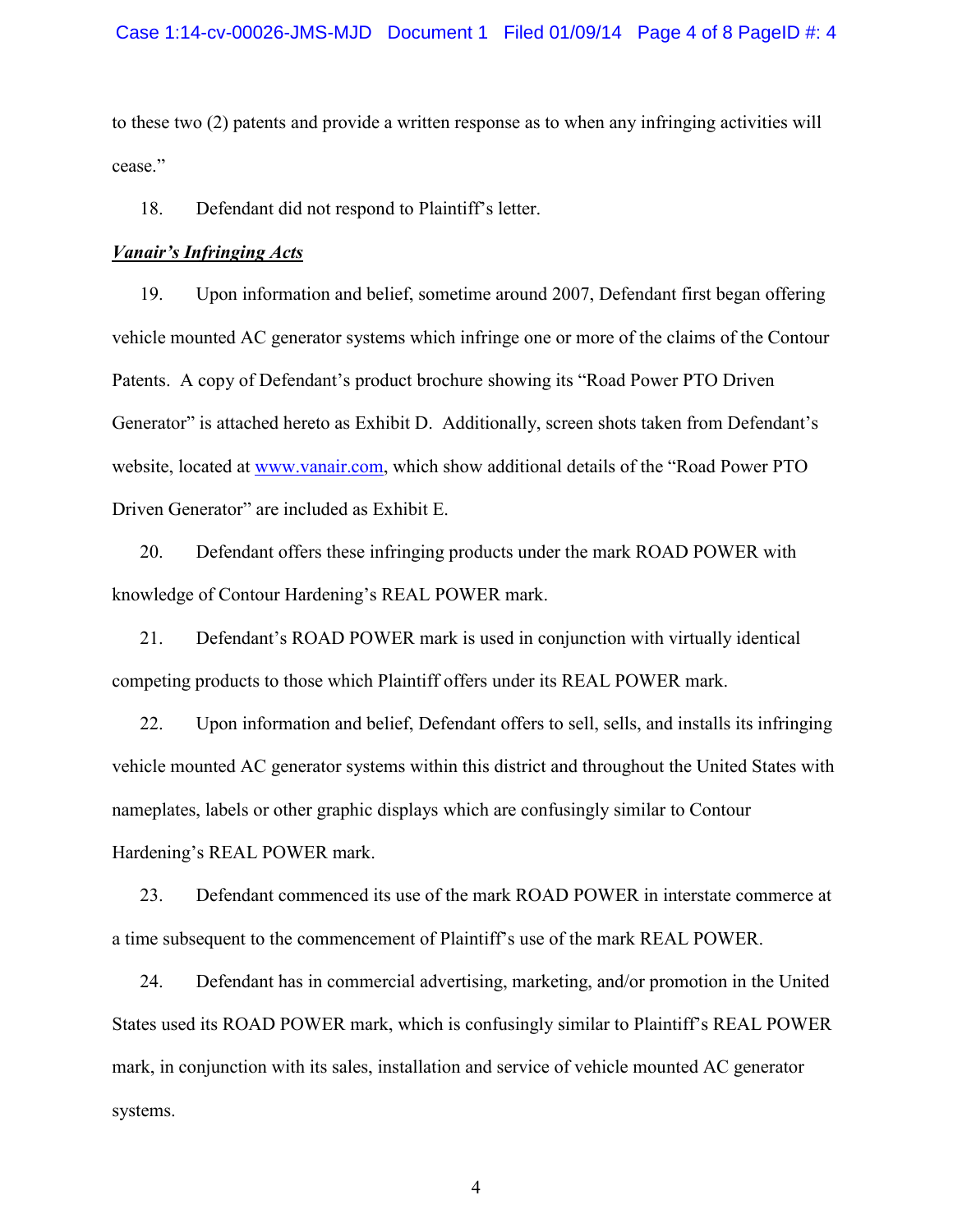to these two (2) patents and provide a written response as to when any infringing activities will cease."

18. Defendant did not respond to Plaintiff's letter.

***Vanair's Infringing Acts***

19. Upon information and belief, sometime around 2007, Defendant first began offering vehicle mounted AC generator systems which infringe one or more of the claims of the Contour Patents. A copy of Defendant's product brochure showing its "Road Power PTO Driven Generator" is attached hereto as Exhibit D. Additionally, screen shots taken from Defendant's website, located at www.vanair.com, which show additional details of the "Road Power PTO Driven Generator" are included as Exhibit E.

20. Defendant offers these infringing products under the mark ROAD POWER with knowledge of Contour Hardening's REAL POWER mark.

21. Defendant's ROAD POWER mark is used in conjunction with virtually identical competing products to those which Plaintiff offers under its REAL POWER mark.

22. Upon information and belief, Defendant offers to sell, sells, and installs its infringing vehicle mounted AC generator systems within this district and throughout the United States with nameplates, labels or other graphic displays which are confusingly similar to Contour Hardening's REAL POWER mark.

23. Defendant commenced its use of the mark ROAD POWER in interstate commerce at a time subsequent to the commencement of Plaintiff's use of the mark REAL POWER.

24. Defendant has in commercial advertising, marketing, and/or promotion in the United States used its ROAD POWER mark, which is confusingly similar to Plaintiff's REAL POWER mark, in conjunction with its sales, installation and service of vehicle mounted AC generator systems.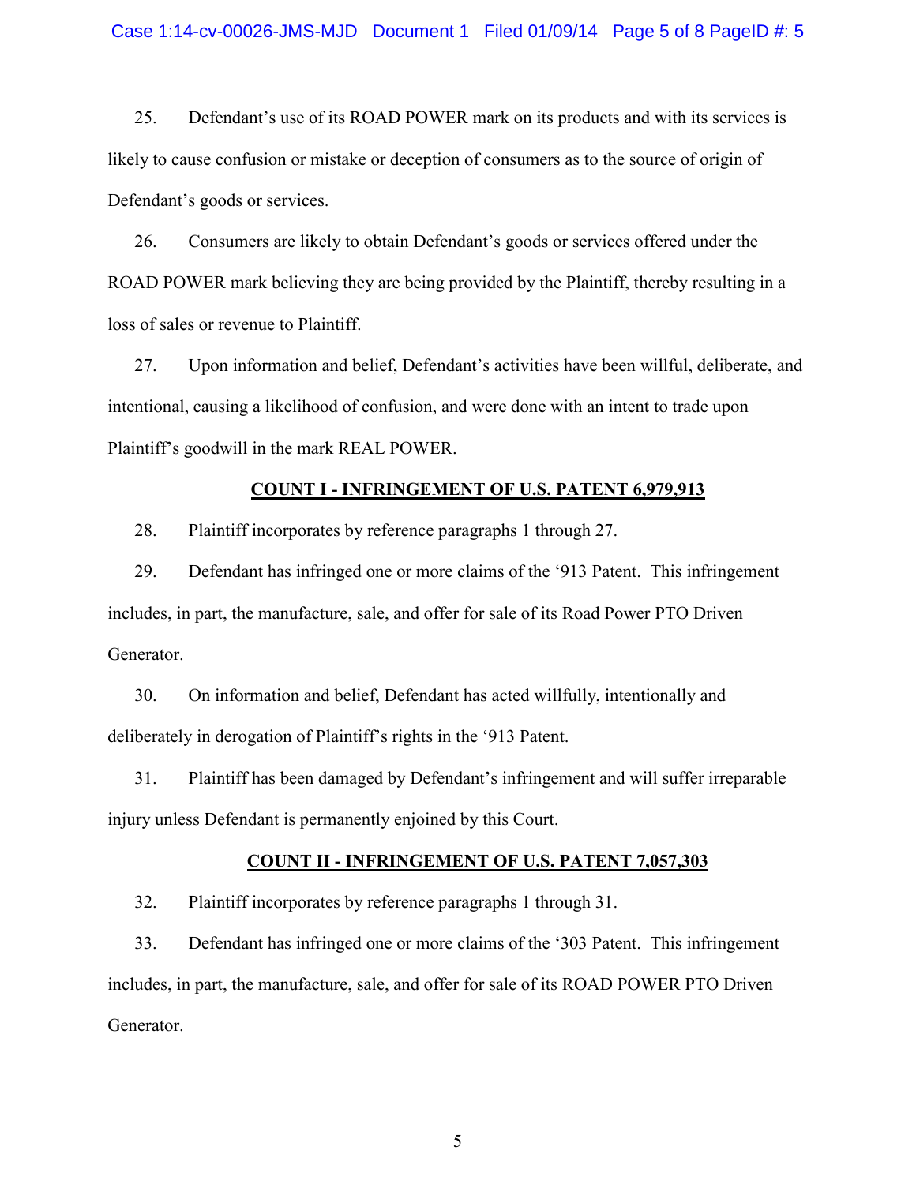25. Defendant's use of its ROAD POWER mark on its products and with its services is likely to cause confusion or mistake or deception of consumers as to the source of origin of Defendant's goods or services.

26. Consumers are likely to obtain Defendant's goods or services offered under the ROAD POWER mark believing they are being provided by the Plaintiff, thereby resulting in a loss of sales or revenue to Plaintiff.

27. Upon information and belief, Defendant's activities have been willful, deliberate, and intentional, causing a likelihood of confusion, and were done with an intent to trade upon Plaintiff's goodwill in the mark REAL POWER.

## COUNT I - INFRINGEMENT OF U.S. PATENT 6,979,913

28. Plaintiff incorporates by reference paragraphs 1 through 27.

29. Defendant has infringed one or more claims of the '913 Patent. This infringement includes, in part, the manufacture, sale, and offer for sale of its Road Power PTO Driven Generator.

30. On information and belief, Defendant has acted willfully, intentionally and deliberately in derogation of Plaintiff's rights in the '913 Patent.

31. Plaintiff has been damaged by Defendant's infringement and will suffer irreparable injury unless Defendant is permanently enjoined by this Court.

## COUNT II - INFRINGEMENT OF U.S. PATENT 7,057,303

32. Plaintiff incorporates by reference paragraphs 1 through 31.

33. Defendant has infringed one or more claims of the '303 Patent. This infringement includes, in part, the manufacture, sale, and offer for sale of its ROAD POWER PTO Driven Generator.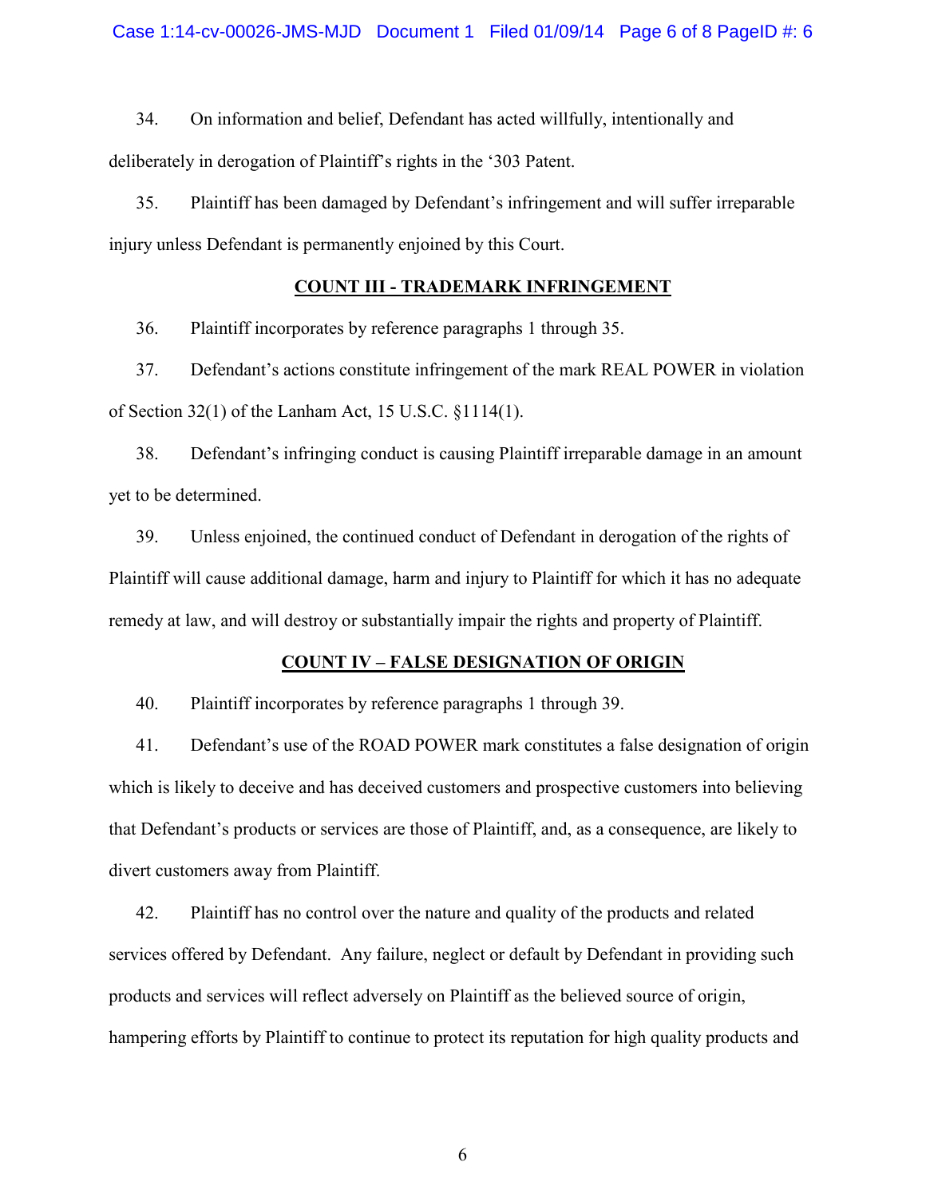34. On information and belief, Defendant has acted willfully, intentionally and deliberately in derogation of Plaintiff's rights in the '303 Patent.

35. Plaintiff has been damaged by Defendant's infringement and will suffer irreparable injury unless Defendant is permanently enjoined by this Court.

**COUNT III - TRADEMARK INFRINGEMENT**

36. Plaintiff incorporates by reference paragraphs 1 through 35.

37. Defendant's actions constitute infringement of the mark REAL POWER in violation of Section 32(1) of the Lanham Act, 15 U.S.C. §1114(1).

38. Defendant's infringing conduct is causing Plaintiff irreparable damage in an amount yet to be determined.

39. Unless enjoined, the continued conduct of Defendant in derogation of the rights of Plaintiff will cause additional damage, harm and injury to Plaintiff for which it has no adequate remedy at law, and will destroy or substantially impair the rights and property of Plaintiff.

**COUNT IV – FALSE DESIGNATION OF ORIGIN**

40. Plaintiff incorporates by reference paragraphs 1 through 39.

41. Defendant's use of the ROAD POWER mark constitutes a false designation of origin which is likely to deceive and has deceived customers and prospective customers into believing that Defendant's products or services are those of Plaintiff, and, as a consequence, are likely to divert customers away from Plaintiff.

42. Plaintiff has no control over the nature and quality of the products and related services offered by Defendant. Any failure, neglect or default by Defendant in providing such products and services will reflect adversely on Plaintiff as the believed source of origin, hampering efforts by Plaintiff to continue to protect its reputation for high quality products and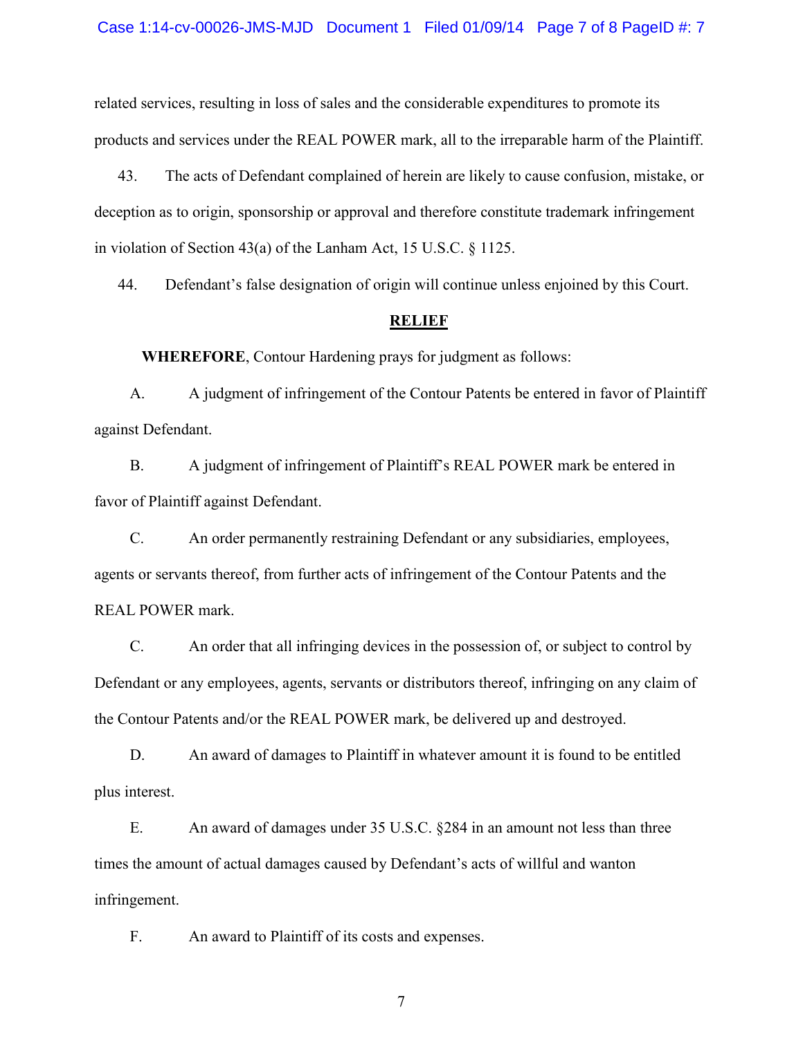related services, resulting in loss of sales and the considerable expenditures to promote its products and services under the REAL POWER mark, all to the irreparable harm of the Plaintiff.

43. The acts of Defendant complained of herein are likely to cause confusion, mistake, or deception as to origin, sponsorship or approval and therefore constitute trademark infringement in violation of Section 43(a) of the Lanham Act, 15 U.S.C. § 1125.

44. Defendant's false designation of origin will continue unless enjoined by this Court.

## RELIEF

**WHEREFORE**, Contour Hardening prays for judgment as follows:

A. A judgment of infringement of the Contour Patents be entered in favor of Plaintiff against Defendant.

B. A judgment of infringement of Plaintiff's REAL POWER mark be entered in favor of Plaintiff against Defendant.

C. An order permanently restraining Defendant or any subsidiaries, employees, agents or servants thereof, from further acts of infringement of the Contour Patents and the REAL POWER mark.

C. An order that all infringing devices in the possession of, or subject to control by Defendant or any employees, agents, servants or distributors thereof, infringing on any claim of the Contour Patents and/or the REAL POWER mark, be delivered up and destroyed.

D. An award of damages to Plaintiff in whatever amount it is found to be entitled plus interest.

E. An award of damages under 35 U.S.C. §284 in an amount not less than three times the amount of actual damages caused by Defendant's acts of willful and wanton infringement.

F. An award to Plaintiff of its costs and expenses.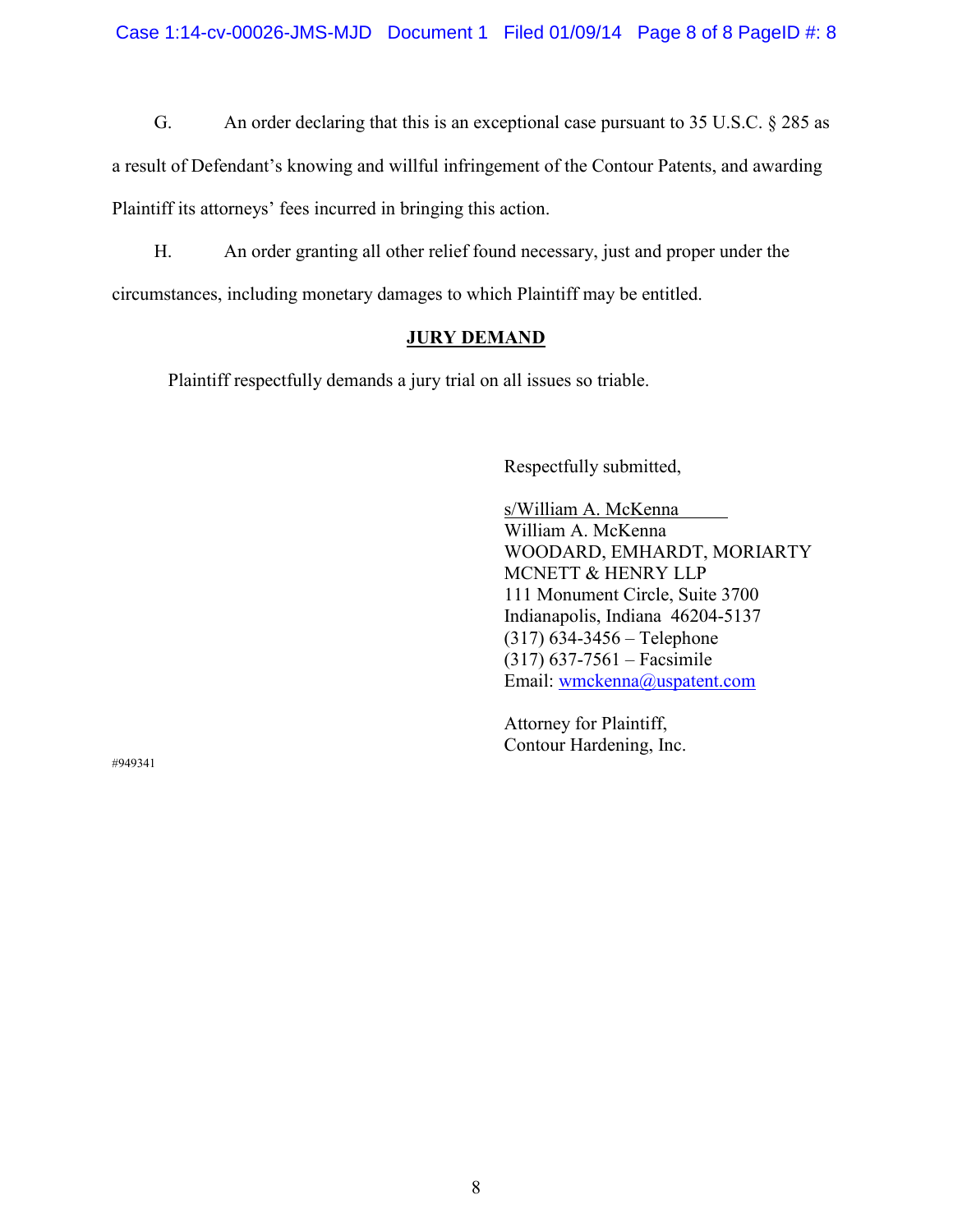G. An order declaring that this is an exceptional case pursuant to 35 U.S.C. § 285 as a result of Defendant's knowing and willful infringement of the Contour Patents, and awarding Plaintiff its attorneys' fees incurred in bringing this action.

H. An order granting all other relief found necessary, just and proper under the circumstances, including monetary damages to which Plaintiff may be entitled.

**JURY DEMAND**

Plaintiff respectfully demands a jury trial on all issues so triable.

Respectfully submitted,

s/William A. McKenna
William A. McKenna
WOODARD, EMHARDT, MORIARTY
MCNETT & HENRY LLP
111 Monument Circle, Suite 3700
Indianapolis, Indiana 46204-5137
(317) 634-3456 – Telephone
(317) 637-7561 – Facsimile
Email: wmckenna@uspatent.com

Attorney for Plaintiff,
Contour Hardening, Inc.

#949341